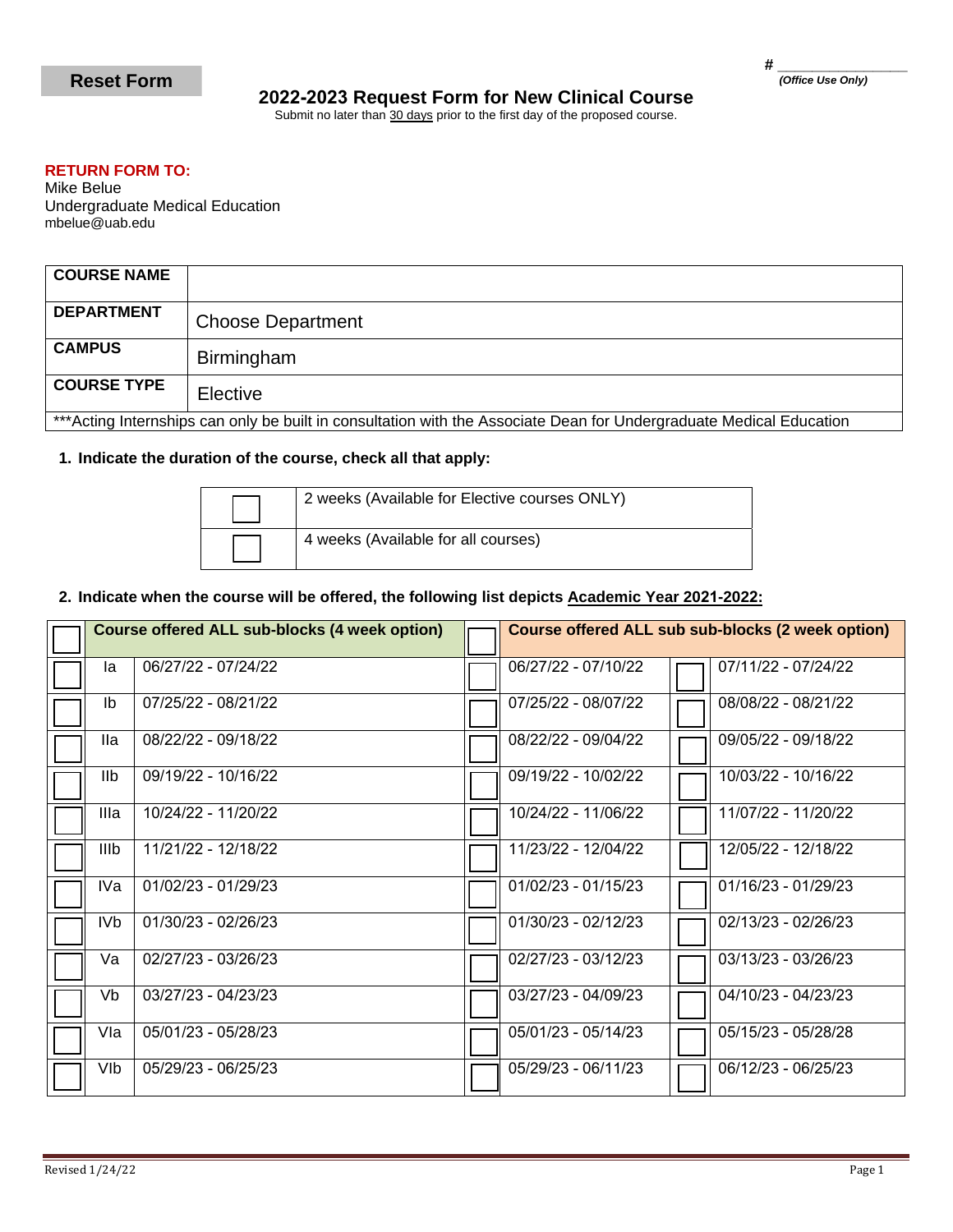Reset Form

\# _______________
*(Office Use Only)*

# 2022-2023 Request Form for New Clinical Course

Submit no later than 30 days prior to the first day of the proposed course.

**RETURN FORM TO:**
Mike Belue
Undergraduate Medical Education
mbelue@uab.edu

| **COURSE NAME** | |
|---|---|
| **DEPARTMENT** | Choose Department |
| **CAMPUS** | Birmingham |
| **COURSE TYPE** | Elective |
| ***Acting Internships can only be built in consultation with the Associate Dean for Undergraduate Medical Education | |

**1. Indicate the duration of the course, check all that apply:**

| | |
|---|---|
| ☐ | 2 weeks (Available for Elective courses ONLY) |
| ☐ | 4 weeks (Available for all courses) |

**2. Indicate when the course will be offered, the following list depicts Academic Year 2021-2022:**

| ☐ | **Course offered ALL sub-blocks (4 week option)** | | ☐ | **Course offered ALL sub sub-blocks (2 week option)** | | |
|---|---|---|---|---|---|---|
| ☐ | Ia | 06/27/22 - 07/24/22 | ☐ | 06/27/22 - 07/10/22 | ☐ | 07/11/22 - 07/24/22 |
| ☐ | Ib | 07/25/22 - 08/21/22 | ☐ | 07/25/22 - 08/07/22 | ☐ | 08/08/22 - 08/21/22 |
| ☐ | IIa | 08/22/22 - 09/18/22 | ☐ | 08/22/22 - 09/04/22 | ☐ | 09/05/22 - 09/18/22 |
| ☐ | IIb | 09/19/22 - 10/16/22 | ☐ | 09/19/22 - 10/02/22 | ☐ | 10/03/22 - 10/16/22 |
| ☐ | IIIa | 10/24/22 - 11/20/22 | ☐ | 10/24/22 - 11/06/22 | ☐ | 11/07/22 - 11/20/22 |
| ☐ | IIIb | 11/21/22 - 12/18/22 | ☐ | 11/23/22 - 12/04/22 | ☐ | 12/05/22 - 12/18/22 |
| ☐ | IVa | 01/02/23 - 01/29/23 | ☐ | 01/02/23 - 01/15/23 | ☐ | 01/16/23 - 01/29/23 |
| ☐ | IVb | 01/30/23 - 02/26/23 | ☐ | 01/30/23 - 02/12/23 | ☐ | 02/13/23 - 02/26/23 |
| ☐ | Va | 02/27/23 - 03/26/23 | ☐ | 02/27/23 - 03/12/23 | ☐ | 03/13/23 - 03/26/23 |
| ☐ | Vb | 03/27/23 - 04/23/23 | ☐ | 03/27/23 - 04/09/23 | ☐ | 04/10/23 - 04/23/23 |
| ☐ | VIa | 05/01/23 - 05/28/23 | ☐ | 05/01/23 - 05/14/23 | ☐ | 05/15/23 - 05/28/28 |
| ☐ | VIb | 05/29/23 - 06/25/23 | ☐ | 05/29/23 - 06/11/23 | ☐ | 06/12/23 - 06/25/23 |

Revised 1/24/22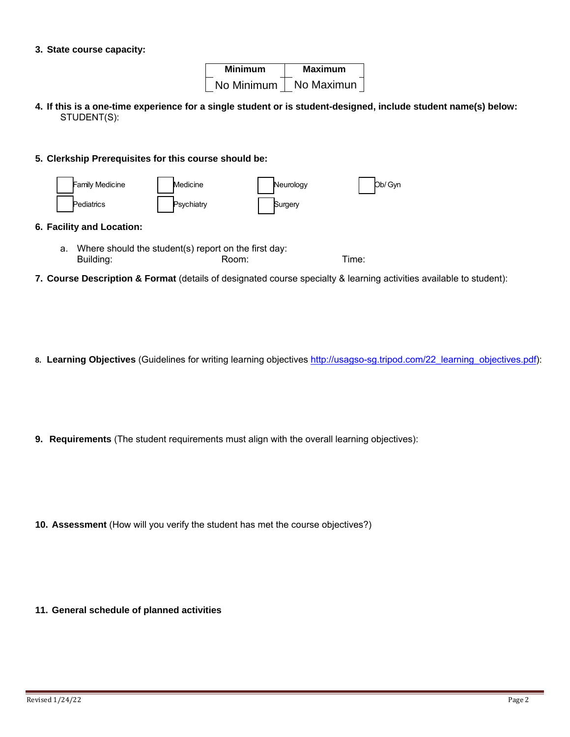**3. State course capacity:**

| Minimum | Maximum |
|---|---|
| No Minimum | No Maximun |

**4. If this is a one-time experience for a single student or is student-designed, include student name(s) below:**

STUDENT(S):

**5. Clerkship Prerequisites for this course should be:**

- [ ] Family Medicine
- [ ] Medicine
- [ ] Neurology
- [ ] Ob/ Gyn
- [ ] Pediatrics
- [ ] Psychiatry
- [ ] Surgery

**6. Facility and Location:**

a. Where should the student(s) report on the first day:
Building: Room: Time:

**7. Course Description & Format** (details of designated course specialty & learning activities available to student):

**8. Learning Objectives** (Guidelines for writing learning objectives [http://usagso-sg.tripod.com/22_learning_objectives.pdf](http://usagso-sg.tripod.com/22_learning_objectives.pdf)):

**9. Requirements** (The student requirements must align with the overall learning objectives):

**10. Assessment** (How will you verify the student has met the course objectives?)

**11. General schedule of planned activities**

Revised 1/24/22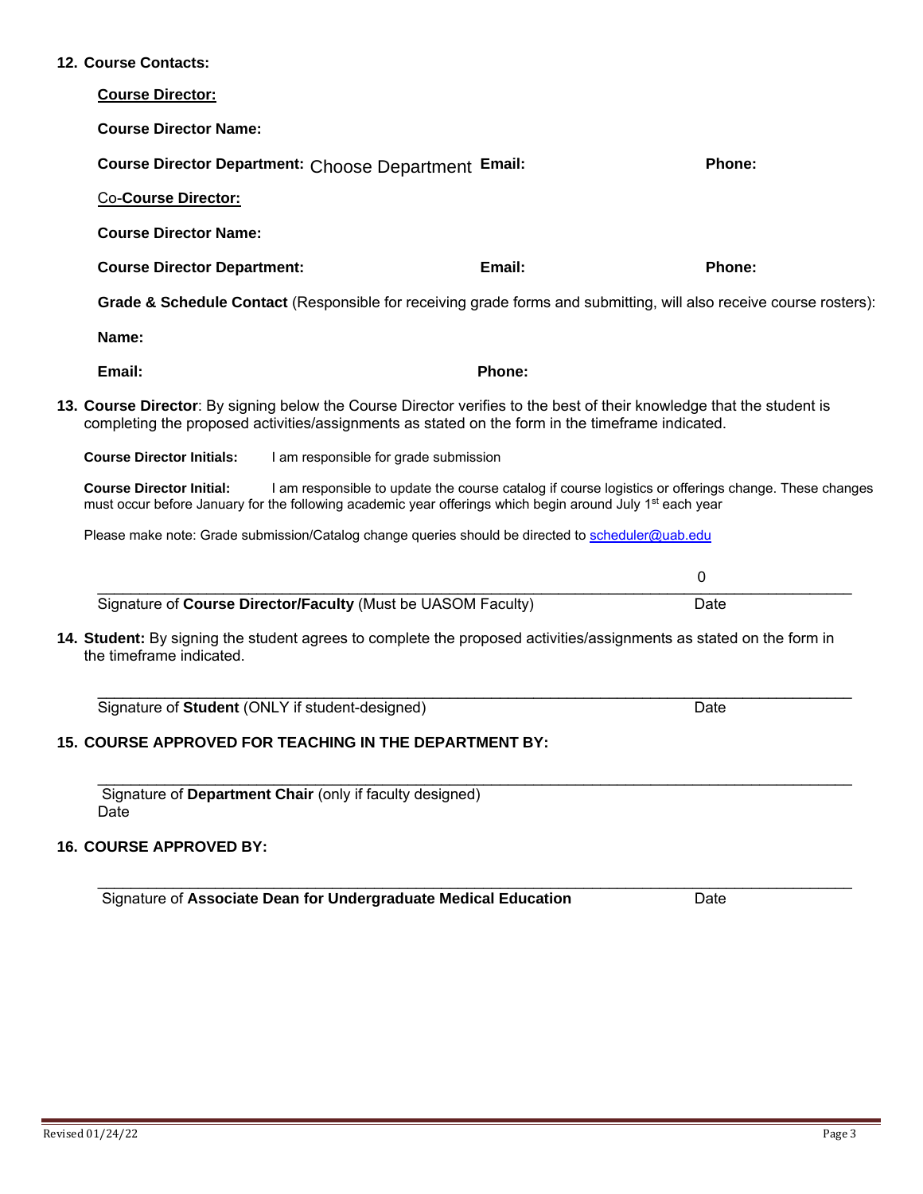**12. Course Contacts:**

**Course Director:**

**Course Director Name:**

**Course Director Department:** Choose Department **Email:** **Phone:**

Co-**Course Director:**

**Course Director Name:**

**Course Director Department:** **Email:** **Phone:**

**Grade & Schedule Contact** (Responsible for receiving grade forms and submitting, will also receive course rosters):

**Name:**

**Email:** **Phone:**

**13. Course Director**: By signing below the Course Director verifies to the best of their knowledge that the student is completing the proposed activities/assignments as stated on the form in the timeframe indicated.

**Course Director Initials:** I am responsible for grade submission

**Course Director Initial:** I am responsible to update the course catalog if course logistics or offerings change. These changes must occur before January for the following academic year offerings which begin around July 1st each year

Please make note: Grade submission/Catalog change queries should be directed to scheduler@uab.edu

______________________________________________________________ 0

Signature of **Course Director/Faculty** (Must be UASOM Faculty) Date

**14. Student:** By signing the student agrees to complete the proposed activities/assignments as stated on the form in the timeframe indicated.

______________________________________________________________

Signature of **Student** (ONLY if student-designed) Date

**15. COURSE APPROVED FOR TEACHING IN THE DEPARTMENT BY:**

______________________________________________________________

Signature of **Department Chair** (only if faculty designed)
Date

**16. COURSE APPROVED BY:**

______________________________________________________________

Signature of **Associate Dean for Undergraduate Medical Education** Date